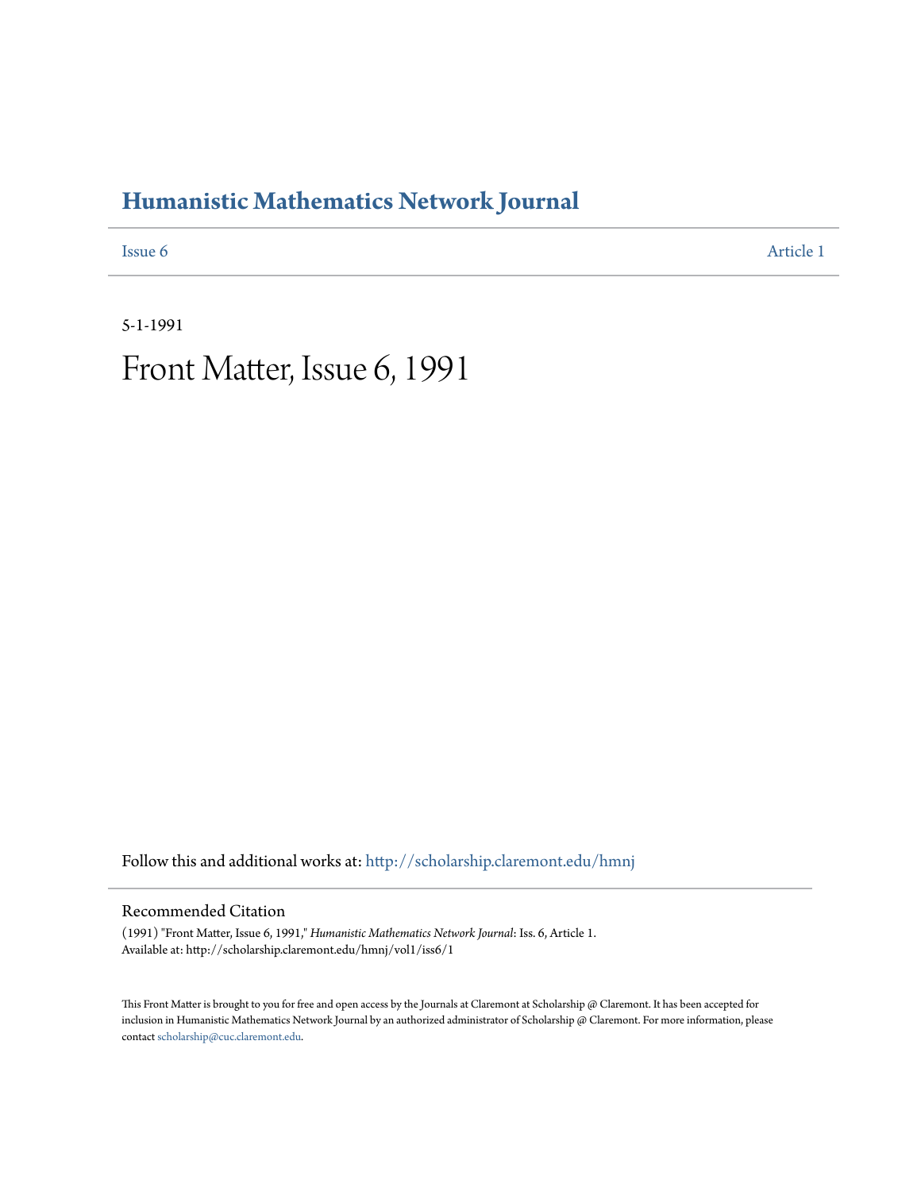# Humanistic Mathematics Network Journal

Issue 6 — Article 1

5-1-1991

## Front Matter, Issue 6, 1991

Follow this and additional works at: http://scholarship.claremont.edu/hmnj

### Recommended Citation

(1991) "Front Matter, Issue 6, 1991," *Humanistic Mathematics Network Journal*: Iss. 6, Article 1.
Available at: http://scholarship.claremont.edu/hmnj/vol1/iss6/1

This Front Matter is brought to you for free and open access by the Journals at Claremont at Scholarship @ Claremont. It has been accepted for inclusion in Humanistic Mathematics Network Journal by an authorized administrator of Scholarship @ Claremont. For more information, please contact scholarship@cuc.claremont.edu.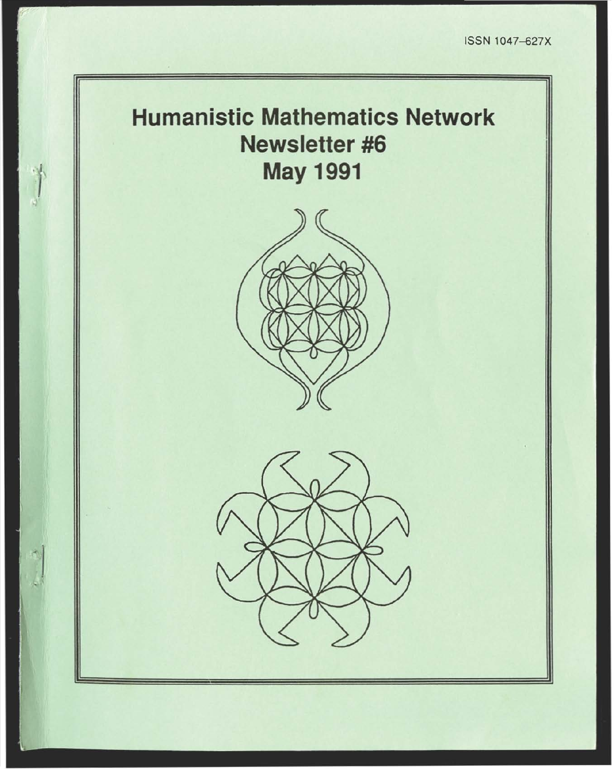ISSN 1047-627X

# Humanistic Mathematics Network
## Newsletter #6
## May 1991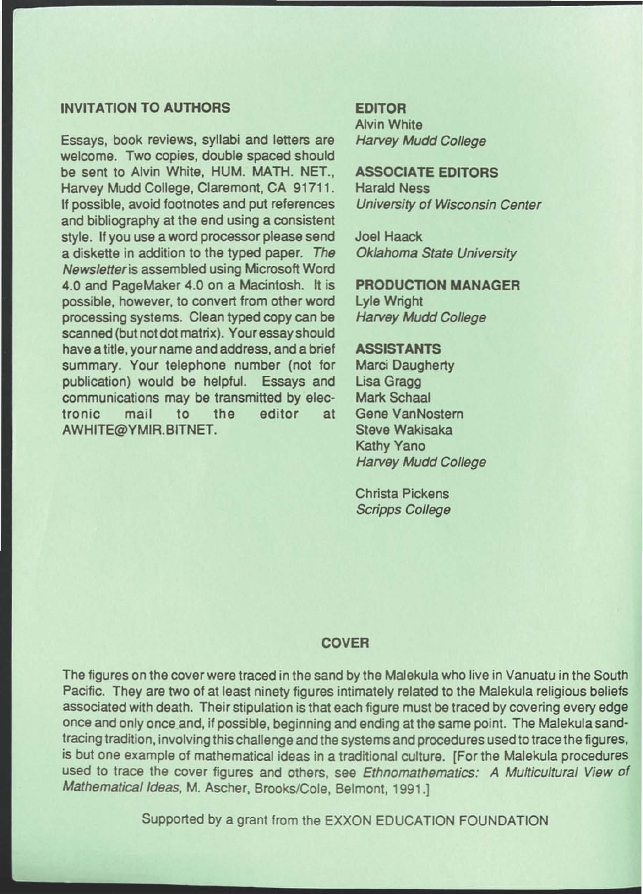## INVITATION TO AUTHORS

Essays, book reviews, syllabi and letters are welcome. Two copies, double spaced should be sent to Alvin White, HUM. MATH. NET., Harvey Mudd College, Claremont, CA 91711. If possible, avoid footnotes and put references and bibliography at the end using a consistent style. If you use a word processor please send a diskette in addition to the typed paper. *The Newsletter* is assembled using Microsoft Word 4.0 and PageMaker 4.0 on a Macintosh. It is possible, however, to convert from other word processing systems. Clean typed copy can be scanned (but not dot matrix). Your essay should have a title, your name and address, and a brief summary. Your telephone number (not for publication) would be helpful. Essays and communications may be transmitted by electronic mail to the editor at AWHITE@YMIR.BITNET.

**EDITOR**
Alvin White
*Harvey Mudd College*

**ASSOCIATE EDITORS**
Harald Ness
*University of Wisconsin Center*

Joel Haack
*Oklahoma State University*

**PRODUCTION MANAGER**
Lyle Wright
*Harvey Mudd College*

**ASSISTANTS**
Marci Daugherty
Lisa Gragg
Mark Schaal
Gene VanNostern
Steve Wakisaka
Kathy Yano
*Harvey Mudd College*

Christa Pickens
*Scripps College*

## COVER

The figures on the cover were traced in the sand by the Malekula who live in Vanuatu in the South Pacific. They are two of at least ninety figures intimately related to the Malekula religious beliefs associated with death. Their stipulation is that each figure must be traced by covering every edge once and only once and, if possible, beginning and ending at the same point. The Malekula sand-tracing tradition, involving this challenge and the systems and procedures used to trace the figures, is but one example of mathematical ideas in a traditional culture. [For the Malekula procedures used to trace the cover figures and others, see *Ethnomathematics: A Multicultural View of Mathematical Ideas*, M. Ascher, Brooks/Cole, Belmont, 1991.]

Supported by a grant from the EXXON EDUCATION FOUNDATION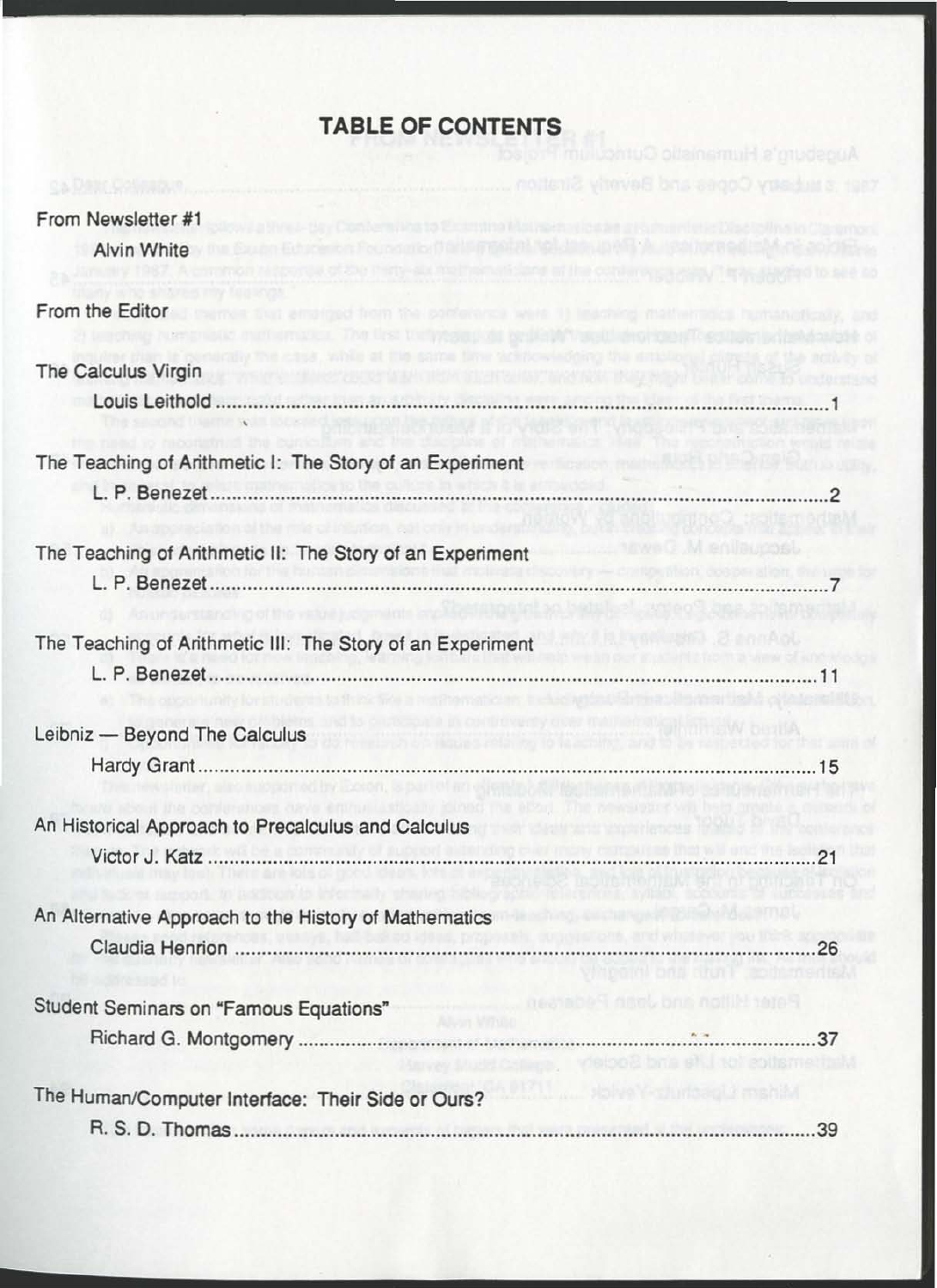# TABLE OF CONTENTS

From Newsletter #1
- Alvin White

From the Editor

The Calculus Virgin
- Louis Leithold ........................................................................................................ 1

The Teaching of Arithmetic I: The Story of an Experiment
- L. P. Benezet .......................................................................................................... 2

The Teaching of Arithmetic II: The Story of an Experiment
- L. P. Benezet .......................................................................................................... 7

The Teaching of Arithmetic III: The Story of an Experiment
- L. P. Benezet .......................................................................................................... 11

Leibniz — Beyond The Calculus
- Hardy Grant .......................................................................................................... 15

An Historical Approach to Precalculus and Calculus
- Victor J. Katz ........................................................................................................ 21

An Alternative Approach to the History of Mathematics
- Claudia Henrion .................................................................................................... 26

Student Seminars on "Famous Equations"
- Richard G. Montgomery ........................................................................................ 37

The Human/Computer Interface: Their Side or Ours?
- R. S. D. Thomas .................................................................................................... 39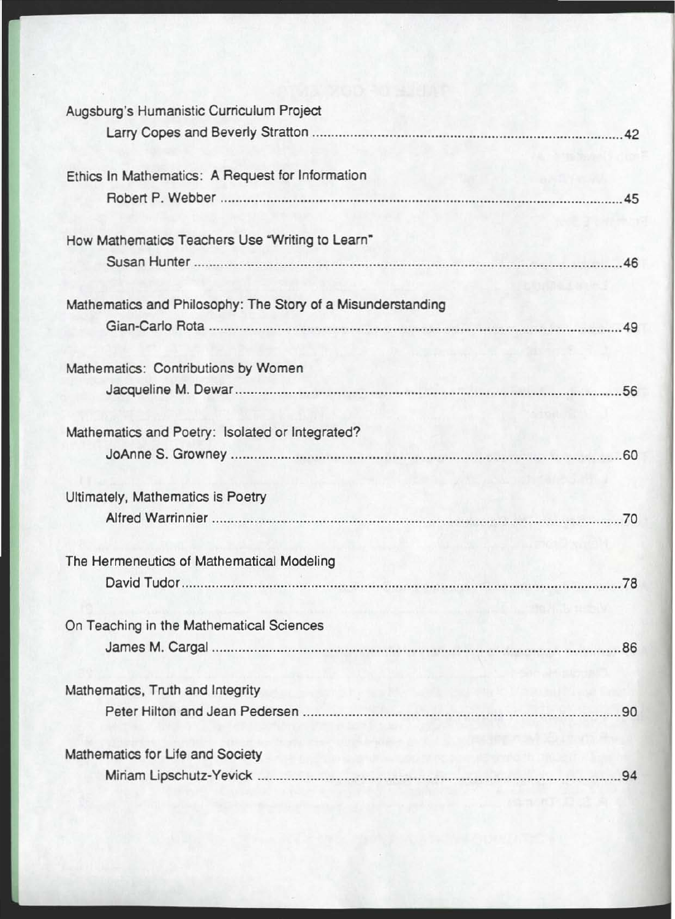Augsburg's Humanistic Curriculum Project
Larry Copes and Beverly Stratton ........................................................................ 42

Ethics In Mathematics: A Request for Information
Robert P. Webber ........................................................................ 45

How Mathematics Teachers Use "Writing to Learn"
Susan Hunter ........................................................................ 46

Mathematics and Philosophy: The Story of a Misunderstanding
Gian-Carlo Rota ........................................................................ 49

Mathematics: Contributions by Women
Jacqueline M. Dewar ........................................................................ 56

Mathematics and Poetry: Isolated or Integrated?
JoAnne S. Growney ........................................................................ 60

Ultimately, Mathematics is Poetry
Alfred Warrinnier ........................................................................ 70

The Hermeneutics of Mathematical Modeling
David Tudor ........................................................................ 78

On Teaching in the Mathematical Sciences
James M. Cargal ........................................................................ 86

Mathematics, Truth and Integrity
Peter Hilton and Jean Pedersen ........................................................................ 90

Mathematics for Life and Society
Miriam Lipschutz-Yevick ........................................................................ 94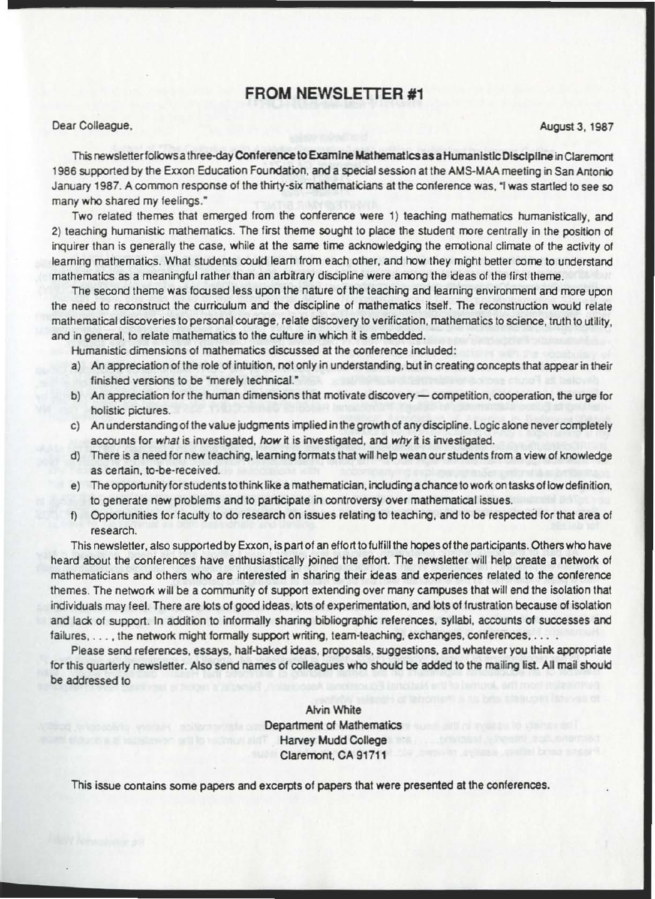# FROM NEWSLETTER #1

Dear Colleague, August 3, 1987

This newsletter follows a three-day **Conference to Examine Mathematics as a Humanistic Discipline** in Claremont 1986 supported by the Exxon Education Foundation, and a special session at the AMS-MAA meeting in San Antonio January 1987. A common response of the thirty-six mathematicians at the conference was, "I was startled to see so many who shared my feelings."

Two related themes that emerged from the conference were 1) teaching mathematics humanistically, and 2) teaching humanistic mathematics. The first theme sought to place the student more centrally in the position of inquirer than is generally the case, while at the same time acknowledging the emotional climate of the activity of learning mathematics. What students could learn from each other, and how they might better come to understand mathematics as a meaningful rather than an arbitrary discipline were among the ideas of the first theme.

The second theme was focused less upon the nature of the teaching and learning environment and more upon the need to reconstruct the curriculum and the discipline of mathematics itself. The reconstruction would relate mathematical discoveries to personal courage, relate discovery to verification, mathematics to science, truth to utility, and in general, to relate mathematics to the culture in which it is embedded.

Humanistic dimensions of mathematics discussed at the conference included:

a) An appreciation of the role of intuition, not only in understanding, but in creating concepts that appear in their finished versions to be "merely technical."
b) An appreciation for the human dimensions that motivate discovery — competition, cooperation, the urge for holistic pictures.
c) An understanding of the value judgments implied in the growth of any discipline. Logic alone never completely accounts for *what* is investigated, *how* it is investigated, and *why* it is investigated.
d) There is a need for new teaching, learning formats that will help wean our students from a view of knowledge as certain, to-be-received.
e) The opportunity for students to think like a mathematician, including a chance to work on tasks of low definition, to generate new problems and to participate in controversy over mathematical issues.
f) Opportunities for faculty to do research on issues relating to teaching, and to be respected for that area of research.

This newsletter, also supported by Exxon, is part of an effort to fulfill the hopes of the participants. Others who have heard about the conferences have enthusiastically joined the effort. The newsletter will help create a network of mathematicians and others who are interested in sharing their ideas and experiences related to the conference themes. The network will be a community of support extending over many campuses that will end the isolation that individuals may feel. There are lots of good ideas, lots of experimentation, and lots of frustration because of isolation and lack of support. In addition to informally sharing bibliographic references, syllabi, accounts of successes and failures, . . . , the network might formally support writing, team-teaching, exchanges, conferences, . . . .

Please send references, essays, half-baked ideas, proposals, suggestions, and whatever you think appropriate for this quarterly newsletter. Also send names of colleagues who should be added to the mailing list. All mail should be addressed to

Alvin White
Department of Mathematics
Harvey Mudd College
Claremont, CA 91711

This issue contains some papers and excerpts of papers that were presented at the conferences.